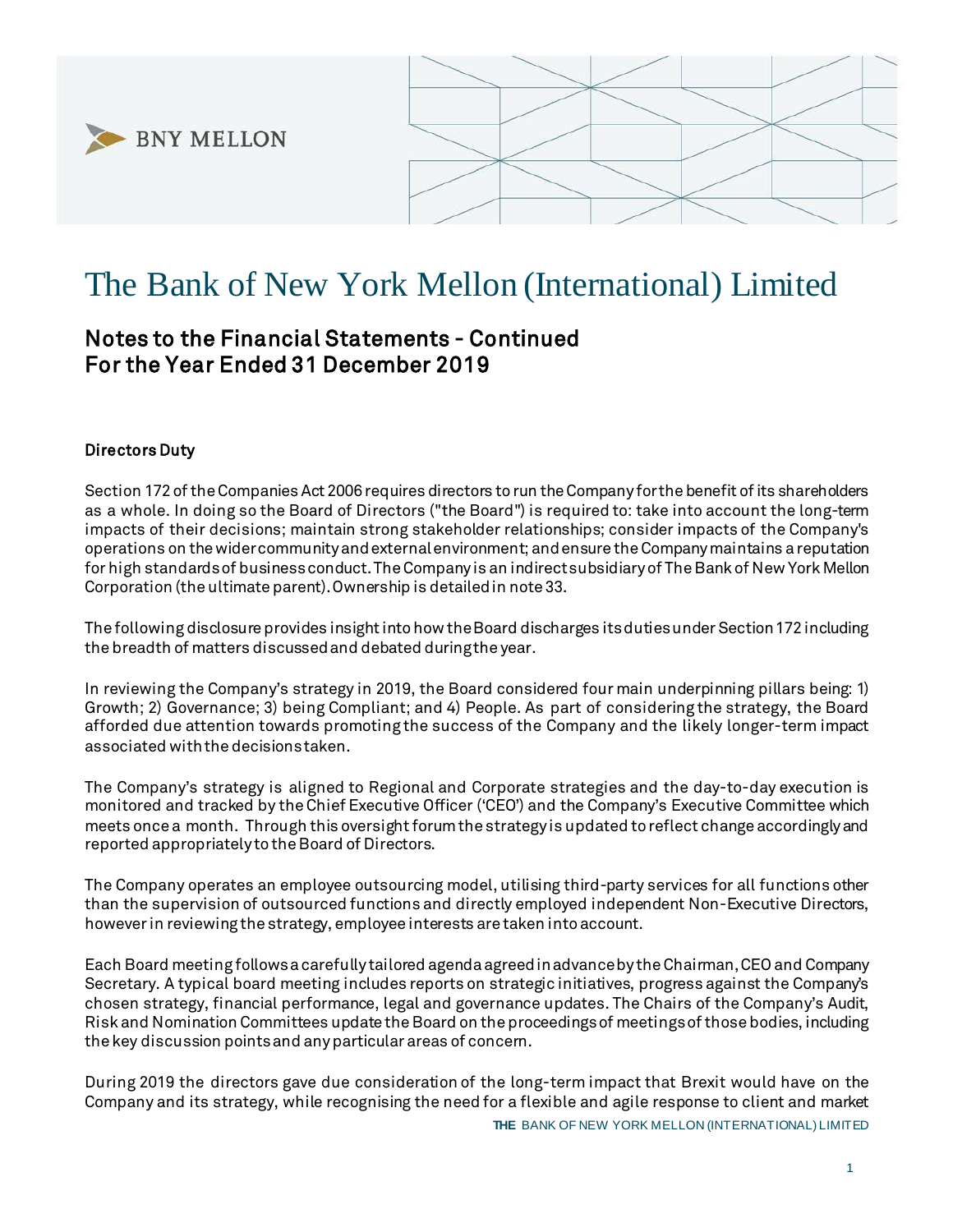# The Bank of New York Mellon (International) Limited

## Notes to the Financial Statements - Continued
## For the Year Ended 31 December 2019

### Directors Duty

Section 172 of the Companies Act 2006 requires directors to run the Company for the benefit of its shareholders as a whole. In doing so the Board of Directors ("the Board") is required to: take into account the long-term impacts of their decisions; maintain strong stakeholder relationships; consider impacts of the Company's operations on the wider community and external environment; and ensure the Company maintains a reputation for high standards of business conduct. The Company is an indirect subsidiary of The Bank of New York Mellon Corporation (the ultimate parent). Ownership is detailed in note 33.

The following disclosure provides insight into how the Board discharges its duties under Section 172 including the breadth of matters discussed and debated during the year.

In reviewing the Company's strategy in 2019, the Board considered four main underpinning pillars being: 1) Growth; 2) Governance; 3) being Compliant; and 4) People. As part of considering the strategy, the Board afforded due attention towards promoting the success of the Company and the likely longer-term impact associated with the decisions taken.

The Company's strategy is aligned to Regional and Corporate strategies and the day-to-day execution is monitored and tracked by the Chief Executive Officer ('CEO') and the Company's Executive Committee which meets once a month. Through this oversight forum the strategy is updated to reflect change accordingly and reported appropriately to the Board of Directors.

The Company operates an employee outsourcing model, utilising third-party services for all functions other than the supervision of outsourced functions and directly employed independent Non-Executive Directors, however in reviewing the strategy, employee interests are taken into account.

Each Board meeting follows a carefully tailored agenda agreed in advance by the Chairman, CEO and Company Secretary. A typical board meeting includes reports on strategic initiatives, progress against the Company's chosen strategy, financial performance, legal and governance updates. The Chairs of the Company's Audit, Risk and Nomination Committees update the Board on the proceedings of meetings of those bodies, including the key discussion points and any particular areas of concern.

During 2019 the directors gave due consideration of the long-term impact that Brexit would have on the Company and its strategy, while recognising the need for a flexible and agile response to client and market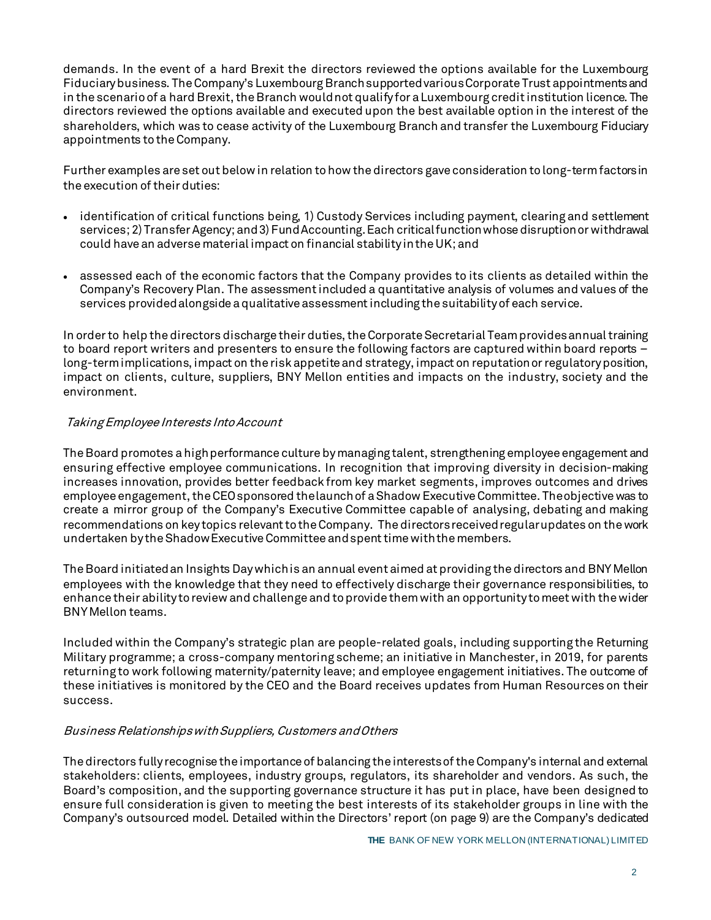demands. In the event of a hard Brexit the directors reviewed the options available for the Luxembourg Fiduciary business. The Company's Luxembourg Branch supported various Corporate Trust appointments and in the scenario of a hard Brexit, the Branch would not qualify for a Luxembourg credit institution licence. The directors reviewed the options available and executed upon the best available option in the interest of the shareholders, which was to cease activity of the Luxembourg Branch and transfer the Luxembourg Fiduciary appointments to the Company.

Further examples are set out below in relation to how the directors gave consideration to long-term factors in the execution of their duties:

- identification of critical functions being, 1) Custody Services including payment, clearing and settlement services; 2) Transfer Agency; and 3) Fund Accounting. Each critical function whose disruption or withdrawal could have an adverse material impact on financial stability in the UK; and
- assessed each of the economic factors that the Company provides to its clients as detailed within the Company's Recovery Plan. The assessment included a quantitative analysis of volumes and values of the services provided alongside a qualitative assessment including the suitability of each service.

In order to help the directors discharge their duties, the Corporate Secretarial Team provides annual training to board report writers and presenters to ensure the following factors are captured within board reports – long-term implications, impact on the risk appetite and strategy, impact on reputation or regulatory position, impact on clients, culture, suppliers, BNY Mellon entities and impacts on the industry, society and the environment.

*Taking Employee Interests Into Account*

The Board promotes a high performance culture by managing talent, strengthening employee engagement and ensuring effective employee communications. In recognition that improving diversity in decision-making increases innovation, provides better feedback from key market segments, improves outcomes and drives employee engagement, the CEO sponsored the launch of a Shadow Executive Committee. The objective was to create a mirror group of the Company's Executive Committee capable of analysing, debating and making recommendations on key topics relevant to the Company. The directors received regular updates on the work undertaken by the Shadow Executive Committee and spent time with the members.

The Board initiated an Insights Day which is an annual event aimed at providing the directors and BNY Mellon employees with the knowledge that they need to effectively discharge their governance responsibilities, to enhance their ability to review and challenge and to provide them with an opportunity to meet with the wider BNY Mellon teams.

Included within the Company's strategic plan are people-related goals, including supporting the Returning Military programme; a cross-company mentoring scheme; an initiative in Manchester, in 2019, for parents returning to work following maternity/paternity leave; and employee engagement initiatives. The outcome of these initiatives is monitored by the CEO and the Board receives updates from Human Resources on their success.

*Business Relationships with Suppliers, Customers and Others*

The directors fully recognise the importance of balancing the interests of the Company's internal and external stakeholders: clients, employees, industry groups, regulators, its shareholder and vendors. As such, the Board's composition, and the supporting governance structure it has put in place, have been designed to ensure full consideration is given to meeting the best interests of its stakeholder groups in line with the Company's outsourced model. Detailed within the Directors' report (on page 9) are the Company's dedicated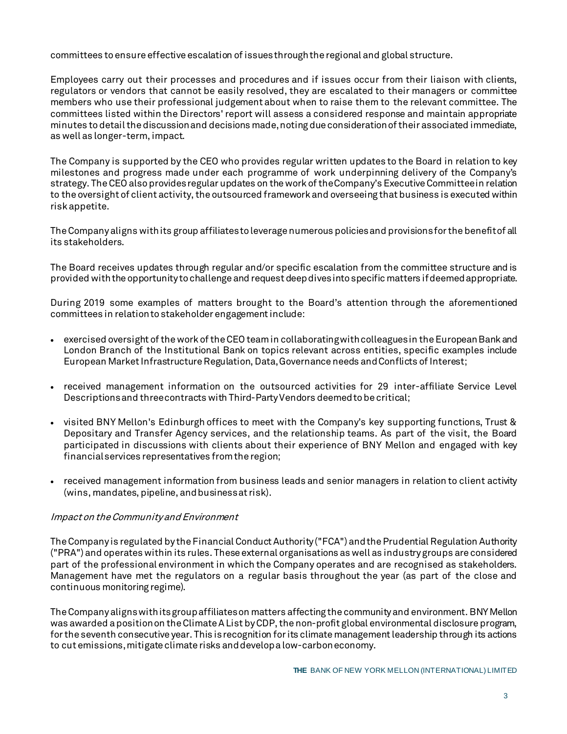committees to ensure effective escalation of issues through the regional and global structure.

Employees carry out their processes and procedures and if issues occur from their liaison with clients, regulators or vendors that cannot be easily resolved, they are escalated to their managers or committee members who use their professional judgement about when to raise them to the relevant committee. The committees listed within the Directors' report will assess a considered response and maintain appropriate minutes to detail the discussion and decisions made, noting due consideration of their associated immediate, as well as longer-term, impact.

The Company is supported by the CEO who provides regular written updates to the Board in relation to key milestones and progress made under each programme of work underpinning delivery of the Company's strategy. The CEO also provides regular updates on the work of the Company's Executive Committee in relation to the oversight of client activity, the outsourced framework and overseeing that business is executed within risk appetite.

The Company aligns with its group affiliates to leverage numerous policies and provisions for the benefit of all its stakeholders.

The Board receives updates through regular and/or specific escalation from the committee structure and is provided with the opportunity to challenge and request deep dives into specific matters if deemed appropriate.

During 2019 some examples of matters brought to the Board's attention through the aforementioned committees in relation to stakeholder engagement include:

- exercised oversight of the work of the CEO team in collaborating with colleagues in the European Bank and London Branch of the Institutional Bank on topics relevant across entities, specific examples include European Market Infrastructure Regulation, Data, Governance needs and Conflicts of Interest;
- received management information on the outsourced activities for 29 inter-affiliate Service Level Descriptions and three contracts with Third-Party Vendors deemed to be critical;
- visited BNY Mellon's Edinburgh offices to meet with the Company's key supporting functions, Trust & Depositary and Transfer Agency services, and the relationship teams. As part of the visit, the Board participated in discussions with clients about their experience of BNY Mellon and engaged with key financial services representatives from the region;
- received management information from business leads and senior managers in relation to client activity (wins, mandates, pipeline, and business at risk).

*Impact on the Community and Environment*

The Company is regulated by the Financial Conduct Authority ("FCA") and the Prudential Regulation Authority ("PRA") and operates within its rules. These external organisations as well as industry groups are considered part of the professional environment in which the Company operates and are recognised as stakeholders. Management have met the regulators on a regular basis throughout the year (as part of the close and continuous monitoring regime).

The Company aligns with its group affiliates on matters affecting the community and environment. BNY Mellon was awarded a position on the Climate A List by CDP, the non-profit global environmental disclosure program, for the seventh consecutive year. This is recognition for its climate management leadership through its actions to cut emissions, mitigate climate risks and develop a low-carbon economy.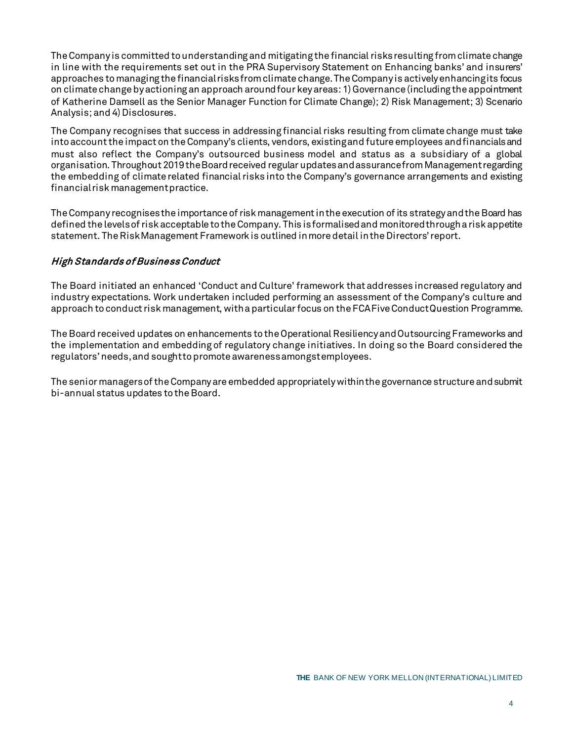The Company is committed to understanding and mitigating the financial risks resulting from climate change in line with the requirements set out in the PRA Supervisory Statement on Enhancing banks' and insurers' approaches to managing the financial risks from climate change. The Company is actively enhancing its focus on climate change by actioning an approach around four key areas: 1) Governance (including the appointment of Katherine Damsell as the Senior Manager Function for Climate Change); 2) Risk Management; 3) Scenario Analysis; and 4) Disclosures.

The Company recognises that success in addressing financial risks resulting from climate change must take into account the impact on the Company's clients, vendors, existing and future employees and financials and must also reflect the Company's outsourced business model and status as a subsidiary of a global organisation. Throughout 2019 the Board received regular updates and assurance from Management regarding the embedding of climate related financial risks into the Company's governance arrangements and existing financial risk management practice.

The Company recognises the importance of risk management in the execution of its strategy and the Board has defined the levels of risk acceptable to the Company. This is formalised and monitored through a risk appetite statement. The Risk Management Framework is outlined in more detail in the Directors' report.

### *High Standards of Business Conduct*

The Board initiated an enhanced 'Conduct and Culture' framework that addresses increased regulatory and industry expectations. Work undertaken included performing an assessment of the Company's culture and approach to conduct risk management, with a particular focus on the FCA Five Conduct Question Programme.

The Board received updates on enhancements to the Operational Resiliency and Outsourcing Frameworks and the implementation and embedding of regulatory change initiatives. In doing so the Board considered the regulators' needs, and sought to promote awareness amongst employees.

The senior managers of the Company are embedded appropriately within the governance structure and submit bi-annual status updates to the Board.